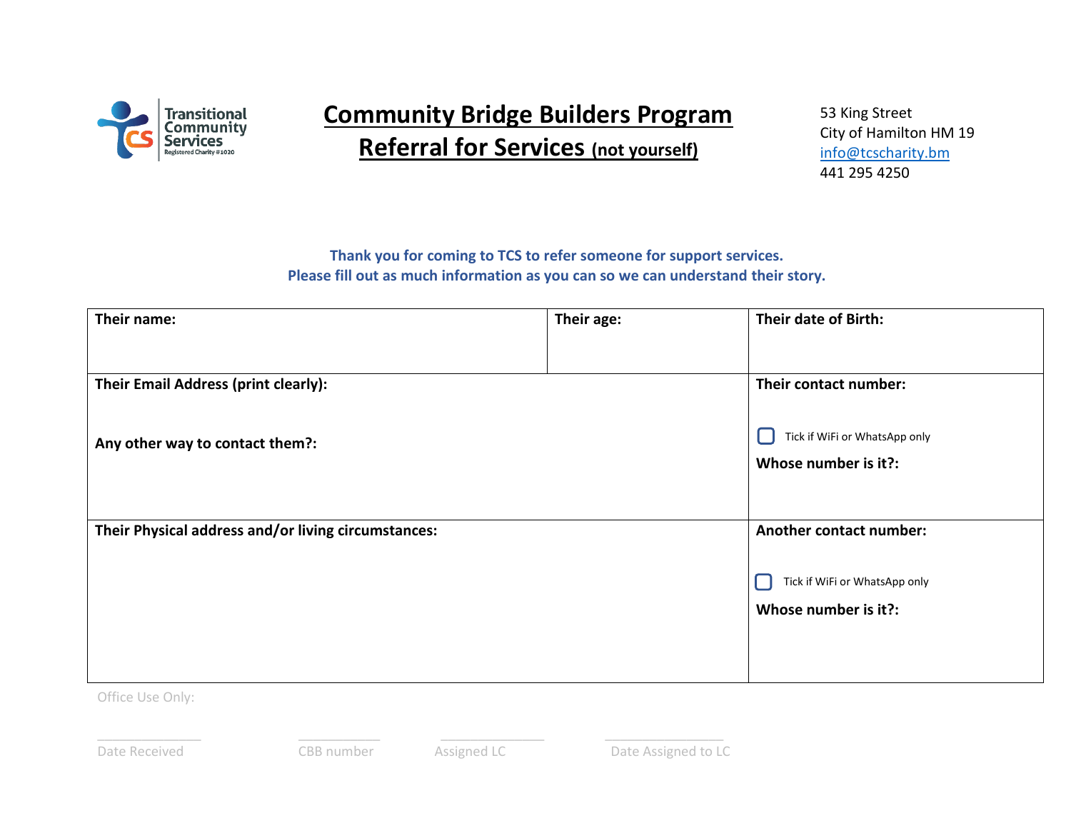Transitional Community Services
Registered Charity #1020

# Community Bridge Builders Program
## Referral for Services (not yourself)

53 King Street
City of Hamilton HM 19
info@tcscharity.bm
441 295 4250

**Thank you for coming to TCS to refer someone for support services.**
**Please fill out as much information as you can so we can understand their story.**

| **Their name:** | **Their age:** | **Their date of Birth:** |
|---|---|---|
| **Their Email Address (print clearly):**<br><br>**Any other way to contact them?:** | | **Their contact number:**<br><br>☐ Tick if WiFi or WhatsApp only<br><br>**Whose number is it?:** |
| **Their Physical address and/or living circumstances:** | | **Another contact number:**<br><br>☐ Tick if WiFi or WhatsApp only<br><br>**Whose number is it?:** |

Office Use Only:

| Date Received | CBB number | Assigned LC | Date Assigned to LC |
|---|---|---|---|
| | | | |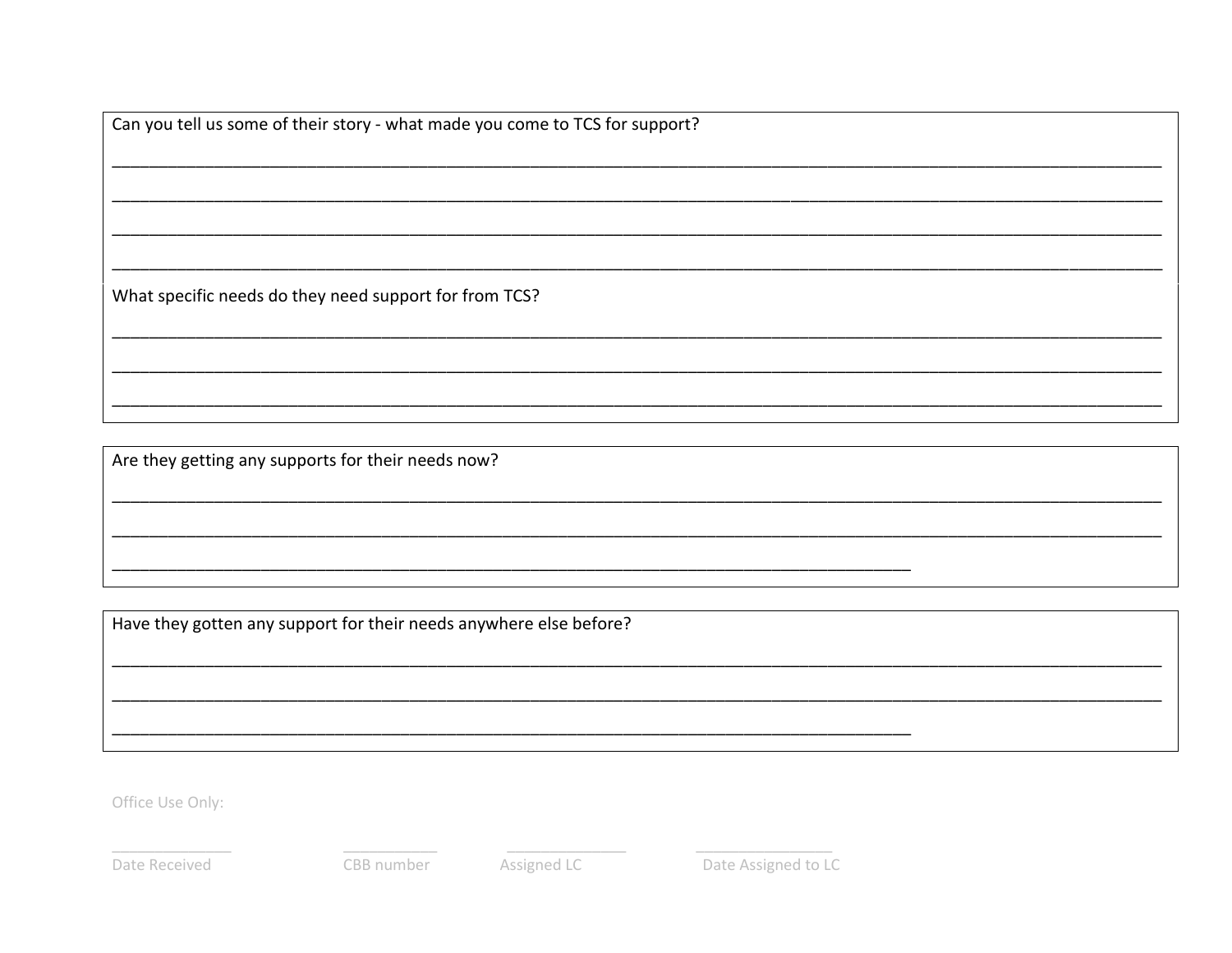Can you tell us some of their story - what made you come to TCS for support?

______________________________________________________________________________

______________________________________________________________________________

______________________________________________________________________________

______________________________________________________________________________

What specific needs do they need support for from TCS?

______________________________________________________________________________

______________________________________________________________________________

______________________________________________________________________________

Are they getting any supports for their needs now?

______________________________________________________________________________

______________________________________________________________________________

_______________________________________________________

Have they gotten any support for their needs anywhere else before?

______________________________________________________________________________

______________________________________________________________________________

_______________________________________________________

Office Use Only:

| _____________ | __________ | _____________ | _______________ |
| --- | --- | --- | --- |
| Date Received | CBB number | Assigned LC | Date Assigned to LC |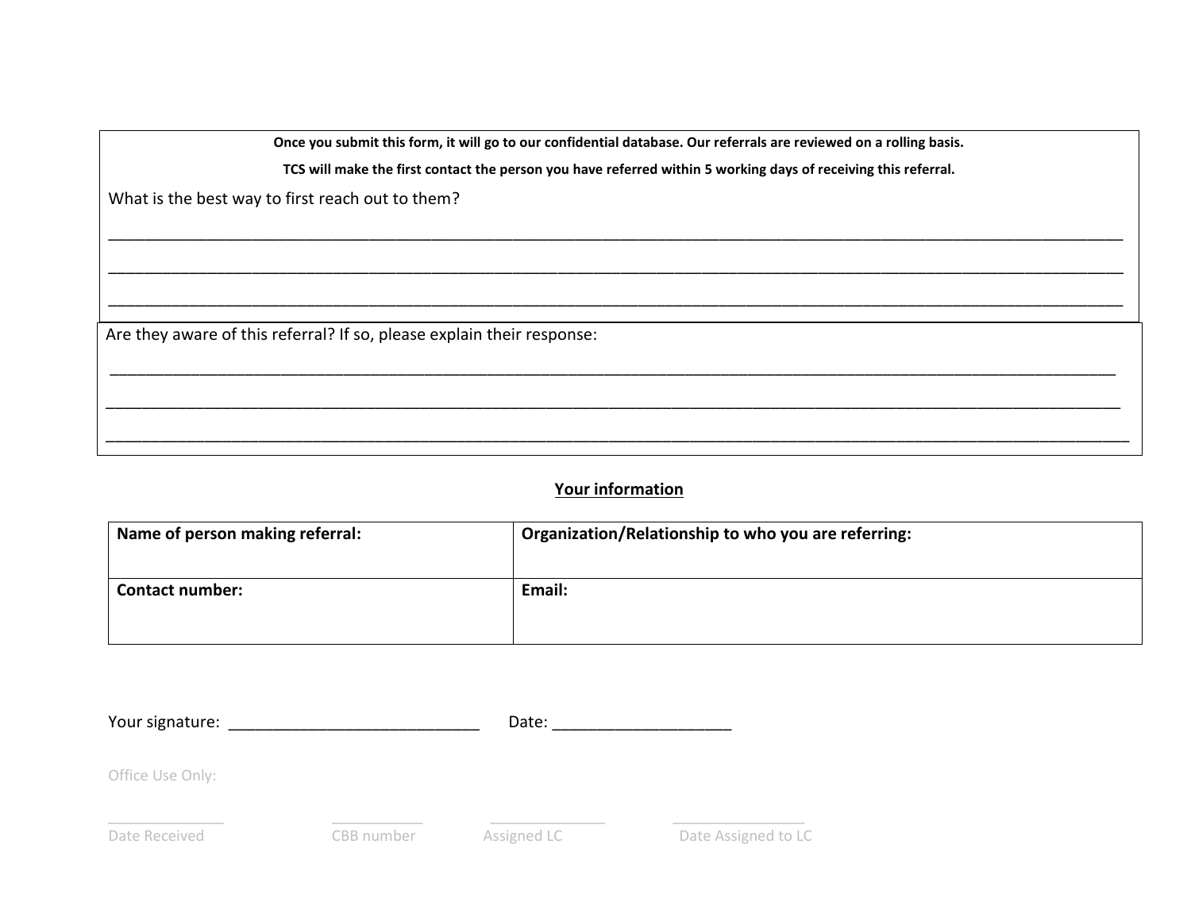**Once you submit this form, it will go to our confidential database. Our referrals are reviewed on a rolling basis.**

**TCS will make the first contact the person you have referred within 5 working days of receiving this referral.**

What is the best way to first reach out to them?

______________________________________________________________________________________________________

______________________________________________________________________________________________________

______________________________________________________________________________________________________

Are they aware of this referral? If so, please explain their response:

______________________________________________________________________________________________________

______________________________________________________________________________________________________

______________________________________________________________________________________________________

## Your information

| | |
|---|---|
| **Name of person making referral:** | **Organization/Relationship to who you are referring:** |
| **Contact number:** | **Email:** |

Your signature: ____________________________ Date: ____________________

Office Use Only:

| | | | |
|---|---|---|---|
| ______________ | ___________ | ______________ | ________________ |
| Date Received | CBB number | Assigned LC | Date Assigned to LC |